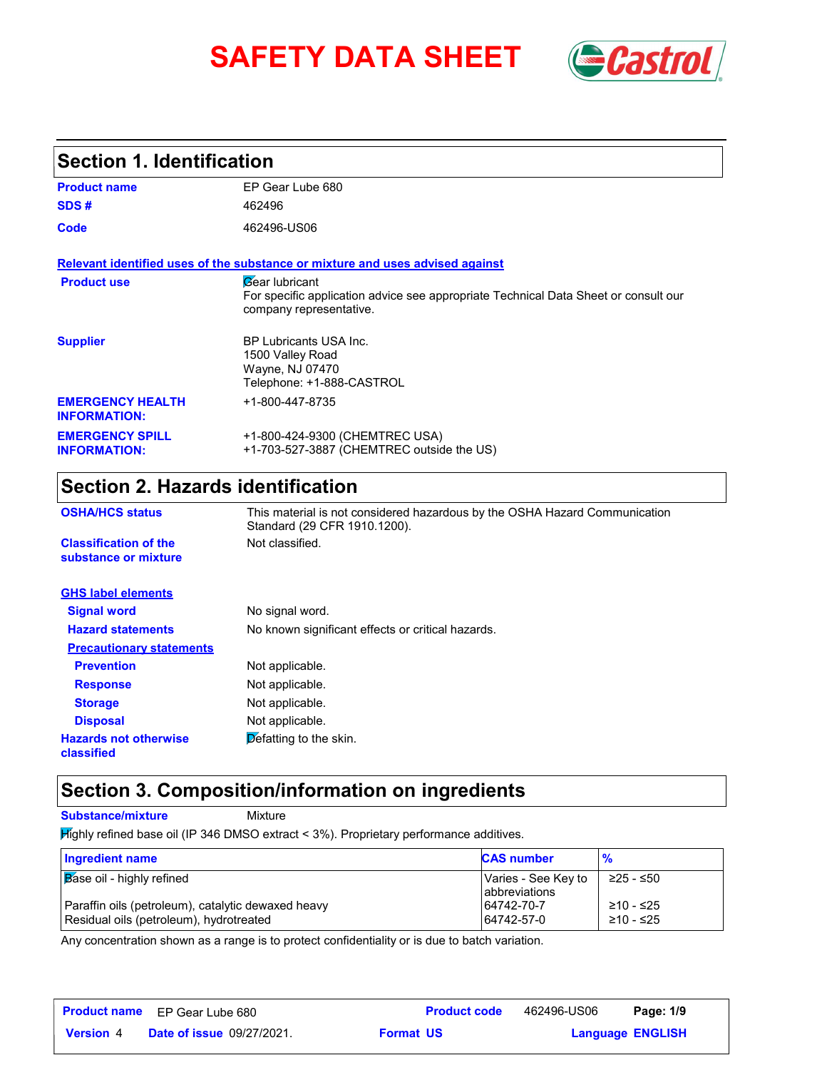# SAFETY DATA SHEET

## Section 1. Identification

**Product name** EP Gear Lube 680

**SDS #** 462496

**Code** 462496-US06

**Relevant identified uses of the substance or mixture and uses advised against**

**Product use** Gear lubricant
For specific application advice see appropriate Technical Data Sheet or consult our company representative.

**Supplier** BP Lubricants USA Inc.
1500 Valley Road
Wayne, NJ 07470
Telephone: +1-888-CASTROL

**EMERGENCY HEALTH INFORMATION:** +1-800-447-8735

**EMERGENCY SPILL INFORMATION:** +1-800-424-9300 (CHEMTREC USA)
+1-703-527-3887 (CHEMTREC outside the US)

## Section 2. Hazards identification

**OSHA/HCS status** This material is not considered hazardous by the OSHA Hazard Communication Standard (29 CFR 1910.1200).

**Classification of the substance or mixture** Not classified.

**GHS label elements**

**Signal word** No signal word.

**Hazard statements** No known significant effects or critical hazards.

**Precautionary statements**

**Prevention** Not applicable.

**Response** Not applicable.

**Storage** Not applicable.

**Disposal** Not applicable.

**Hazards not otherwise classified** Defatting to the skin.

## Section 3. Composition/information on ingredients

**Substance/mixture** Mixture

Highly refined base oil (IP 346 DMSO extract < 3%). Proprietary performance additives.

| Ingredient name | CAS number | % |
|---|---|---|
| Base oil - highly refined | Varies - See Key to abbreviations | ≥25 - ≤50 |
| Paraffin oils (petroleum), catalytic dewaxed heavy | 64742-70-7 | ≥10 - ≤25 |
| Residual oils (petroleum), hydrotreated | 64742-57-0 | ≥10 - ≤25 |

Any concentration shown as a range is to protect confidentiality or is due to batch variation.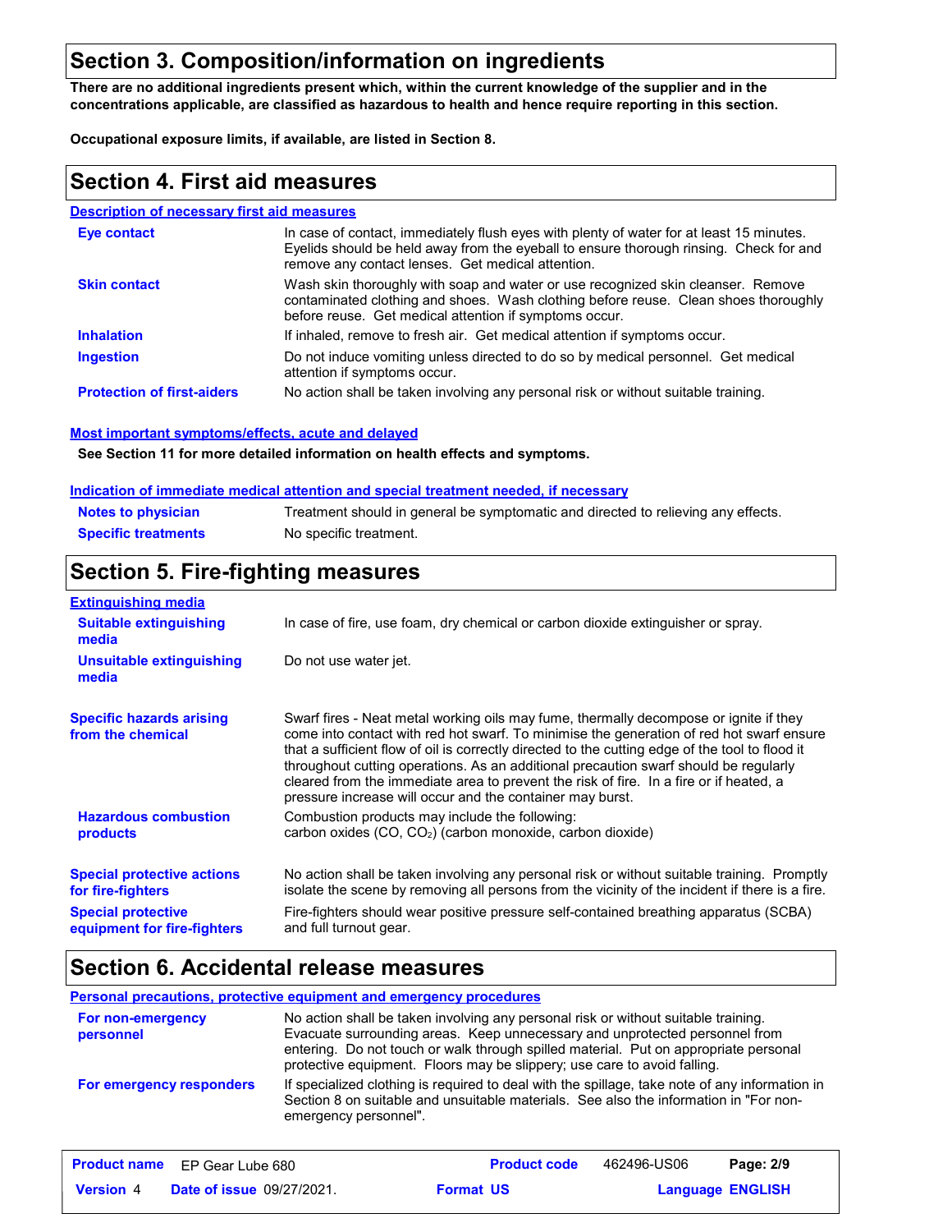## Section 3. Composition/information on ingredients

**There are no additional ingredients present which, within the current knowledge of the supplier and in the concentrations applicable, are classified as hazardous to health and hence require reporting in this section.**

**Occupational exposure limits, if available, are listed in Section 8.**

## Section 4. First aid measures

### Description of necessary first aid measures

| | |
|---|---|
| **Eye contact** | In case of contact, immediately flush eyes with plenty of water for at least 15 minutes. Eyelids should be held away from the eyeball to ensure thorough rinsing. Check for and remove any contact lenses. Get medical attention. |
| **Skin contact** | Wash skin thoroughly with soap and water or use recognized skin cleanser. Remove contaminated clothing and shoes. Wash clothing before reuse. Clean shoes thoroughly before reuse. Get medical attention if symptoms occur. |
| **Inhalation** | If inhaled, remove to fresh air. Get medical attention if symptoms occur. |
| **Ingestion** | Do not induce vomiting unless directed to do so by medical personnel. Get medical attention if symptoms occur. |
| **Protection of first-aiders** | No action shall be taken involving any personal risk or without suitable training. |

### Most important symptoms/effects, acute and delayed

**See Section 11 for more detailed information on health effects and symptoms.**

### Indication of immediate medical attention and special treatment needed, if necessary

| | |
|---|---|
| **Notes to physician** | Treatment should in general be symptomatic and directed to relieving any effects. |
| **Specific treatments** | No specific treatment. |

## Section 5. Fire-fighting measures

### Extinguishing media

| | |
|---|---|
| **Suitable extinguishing media** | In case of fire, use foam, dry chemical or carbon dioxide extinguisher or spray. |
| **Unsuitable extinguishing media** | Do not use water jet. |

| | |
|---|---|
| **Specific hazards arising from the chemical** | Swarf fires - Neat metal working oils may fume, thermally decompose or ignite if they come into contact with red hot swarf. To minimise the generation of red hot swarf ensure that a sufficient flow of oil is correctly directed to the cutting edge of the tool to flood it throughout cutting operations. As an additional precaution swarf should be regularly cleared from the immediate area to prevent the risk of fire. In a fire or if heated, a pressure increase will occur and the container may burst. |
| **Hazardous combustion products** | Combustion products may include the following: carbon oxides (CO, $CO_2$) (carbon monoxide, carbon dioxide) |
| **Special protective actions for fire-fighters** | No action shall be taken involving any personal risk or without suitable training. Promptly isolate the scene by removing all persons from the vicinity of the incident if there is a fire. |
| **Special protective equipment for fire-fighters** | Fire-fighters should wear positive pressure self-contained breathing apparatus (SCBA) and full turnout gear. |

## Section 6. Accidental release measures

### Personal precautions, protective equipment and emergency procedures

| | |
|---|---|
| **For non-emergency personnel** | No action shall be taken involving any personal risk or without suitable training. Evacuate surrounding areas. Keep unnecessary and unprotected personnel from entering. Do not touch or walk through spilled material. Put on appropriate personal protective equipment. Floors may be slippery; use care to avoid falling. |
| **For emergency responders** | If specialized clothing is required to deal with the spillage, take note of any information in Section 8 on suitable and unsuitable materials. See also the information in "For non-emergency personnel". |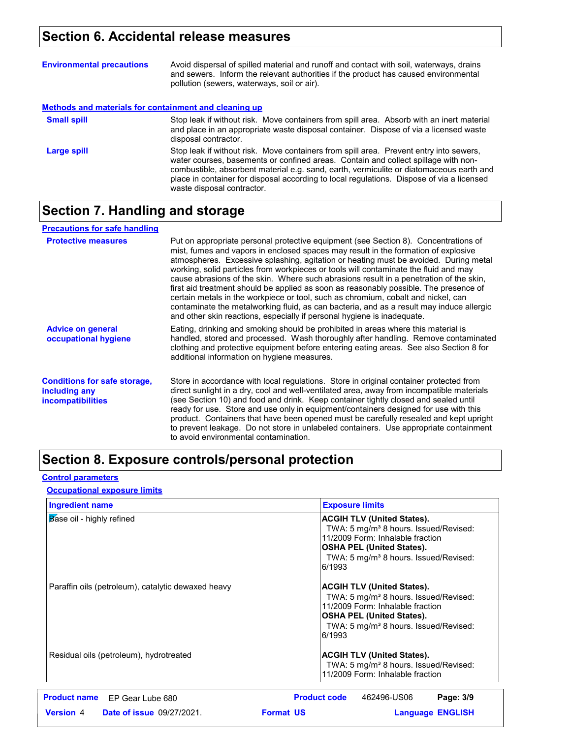## Section 6. Accidental release measures

**Environmental precautions**

Avoid dispersal of spilled material and runoff and contact with soil, waterways, drains and sewers. Inform the relevant authorities if the product has caused environmental pollution (sewers, waterways, soil or air).

### Methods and materials for containment and cleaning up

**Small spill**

Stop leak if without risk. Move containers from spill area. Absorb with an inert material and place in an appropriate waste disposal container. Dispose of via a licensed waste disposal contractor.

**Large spill**

Stop leak if without risk. Move containers from spill area. Prevent entry into sewers, water courses, basements or confined areas. Contain and collect spillage with non-combustible, absorbent material e.g. sand, earth, vermiculite or diatomaceous earth and place in container for disposal according to local regulations. Dispose of via a licensed waste disposal contractor.

## Section 7. Handling and storage

### Precautions for safe handling

**Protective measures**

Put on appropriate personal protective equipment (see Section 8). Concentrations of mist, fumes and vapors in enclosed spaces may result in the formation of explosive atmospheres. Excessive splashing, agitation or heating must be avoided. During metal working, solid particles from workpieces or tools will contaminate the fluid and may cause abrasions of the skin. Where such abrasions result in a penetration of the skin, first aid treatment should be applied as soon as reasonably possible. The presence of certain metals in the workpiece or tool, such as chromium, cobalt and nickel, can contaminate the metalworking fluid, as can bacteria, and as a result may induce allergic and other skin reactions, especially if personal hygiene is inadequate.

**Advice on general occupational hygiene**

Eating, drinking and smoking should be prohibited in areas where this material is handled, stored and processed. Wash thoroughly after handling. Remove contaminated clothing and protective equipment before entering eating areas. See also Section 8 for additional information on hygiene measures.

**Conditions for safe storage, including any incompatibilities**

Store in accordance with local regulations. Store in original container protected from direct sunlight in a dry, cool and well-ventilated area, away from incompatible materials (see Section 10) and food and drink. Keep container tightly closed and sealed until ready for use. Store and use only in equipment/containers designed for use with this product. Containers that have been opened must be carefully resealed and kept upright to prevent leakage. Do not store in unlabeled containers. Use appropriate containment to avoid environmental contamination.

## Section 8. Exposure controls/personal protection

### Control parameters

#### Occupational exposure limits

| Ingredient name | Exposure limits |
|---|---|
| Base oil - highly refined | **ACGIH TLV (United States).**<br>TWA: 5 mg/m³ 8 hours. Issued/Revised: 11/2009 Form: Inhalable fraction<br>**OSHA PEL (United States).**<br>TWA: 5 mg/m³ 8 hours. Issued/Revised: 6/1993 |
| Paraffin oils (petroleum), catalytic dewaxed heavy | **ACGIH TLV (United States).**<br>TWA: 5 mg/m³ 8 hours. Issued/Revised: 11/2009 Form: Inhalable fraction<br>**OSHA PEL (United States).**<br>TWA: 5 mg/m³ 8 hours. Issued/Revised: 6/1993 |
| Residual oils (petroleum), hydrotreated | **ACGIH TLV (United States).**<br>TWA: 5 mg/m³ 8 hours. Issued/Revised: 11/2009 Form: Inhalable fraction |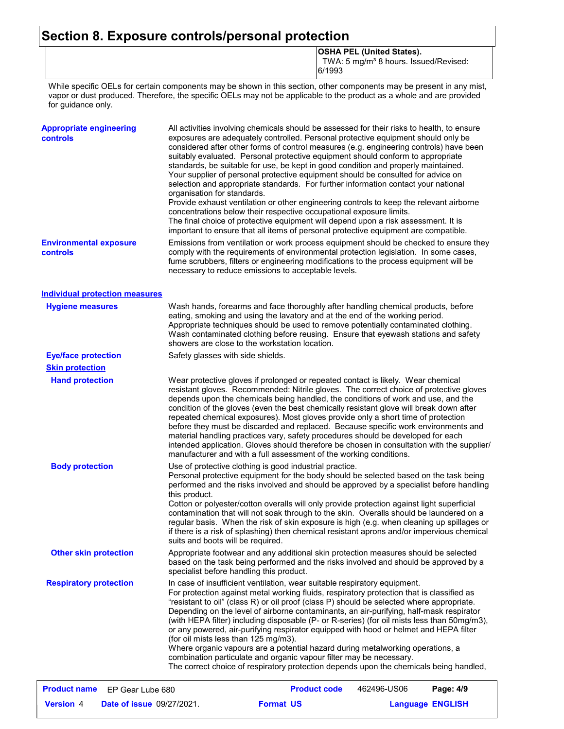# Section 8. Exposure controls/personal protection

| | |
|---|---|
| | **OSHA PEL (United States).**<br>TWA: 5 mg/m³ 8 hours. Issued/Revised: 6/1993 |

While specific OELs for certain components may be shown in this section, other components may be present in any mist, vapor or dust produced. Therefore, the specific OELs may not be applicable to the product as a whole and are provided for guidance only.

**Appropriate engineering controls**

All activities involving chemicals should be assessed for their risks to health, to ensure exposures are adequately controlled. Personal protective equipment should only be considered after other forms of control measures (e.g. engineering controls) have been suitably evaluated. Personal protective equipment should conform to appropriate standards, be suitable for use, be kept in good condition and properly maintained. Your supplier of personal protective equipment should be consulted for advice on selection and appropriate standards. For further information contact your national organisation for standards.
Provide exhaust ventilation or other engineering controls to keep the relevant airborne concentrations below their respective occupational exposure limits.
The final choice of protective equipment will depend upon a risk assessment. It is important to ensure that all items of personal protective equipment are compatible.

**Environmental exposure controls**

Emissions from ventilation or work process equipment should be checked to ensure they comply with the requirements of environmental protection legislation. In some cases, fume scrubbers, filters or engineering modifications to the process equipment will be necessary to reduce emissions to acceptable levels.

## Individual protection measures

**Hygiene measures**

Wash hands, forearms and face thoroughly after handling chemical products, before eating, smoking and using the lavatory and at the end of the working period. Appropriate techniques should be used to remove potentially contaminated clothing. Wash contaminated clothing before reusing. Ensure that eyewash stations and safety showers are close to the workstation location.

**Eye/face protection**

Safety glasses with side shields.

### Skin protection

**Hand protection**

Wear protective gloves if prolonged or repeated contact is likely. Wear chemical resistant gloves. Recommended: Nitrile gloves. The correct choice of protective gloves depends upon the chemicals being handled, the conditions of work and use, and the condition of the gloves (even the best chemically resistant glove will break down after repeated chemical exposures). Most gloves provide only a short time of protection before they must be discarded and replaced. Because specific work environments and material handling practices vary, safety procedures should be developed for each intended application. Gloves should therefore be chosen in consultation with the supplier/manufacturer and with a full assessment of the working conditions.

**Body protection**

Use of protective clothing is good industrial practice.
Personal protective equipment for the body should be selected based on the task being performed and the risks involved and should be approved by a specialist before handling this product.
Cotton or polyester/cotton overalls will only provide protection against light superficial contamination that will not soak through to the skin. Overalls should be laundered on a regular basis. When the risk of skin exposure is high (e.g. when cleaning up spillages or if there is a risk of splashing) then chemical resistant aprons and/or impervious chemical suits and boots will be required.

**Other skin protection**

Appropriate footwear and any additional skin protection measures should be selected based on the task being performed and the risks involved and should be approved by a specialist before handling this product.

**Respiratory protection**

In case of insufficient ventilation, wear suitable respiratory equipment.
For protection against metal working fluids, respiratory protection that is classified as "resistant to oil" (class R) or oil proof (class P) should be selected where appropriate. Depending on the level of airborne contaminants, an air-purifying, half-mask respirator (with HEPA filter) including disposable (P- or R-series) (for oil mists less than 50mg/m3), or any powered, air-purifying respirator equipped with hood or helmet and HEPA filter (for oil mists less than 125 mg/m3).
Where organic vapours are a potential hazard during metalworking operations, a combination particulate and organic vapour filter may be necessary.
The correct choice of respiratory protection depends upon the chemicals being handled,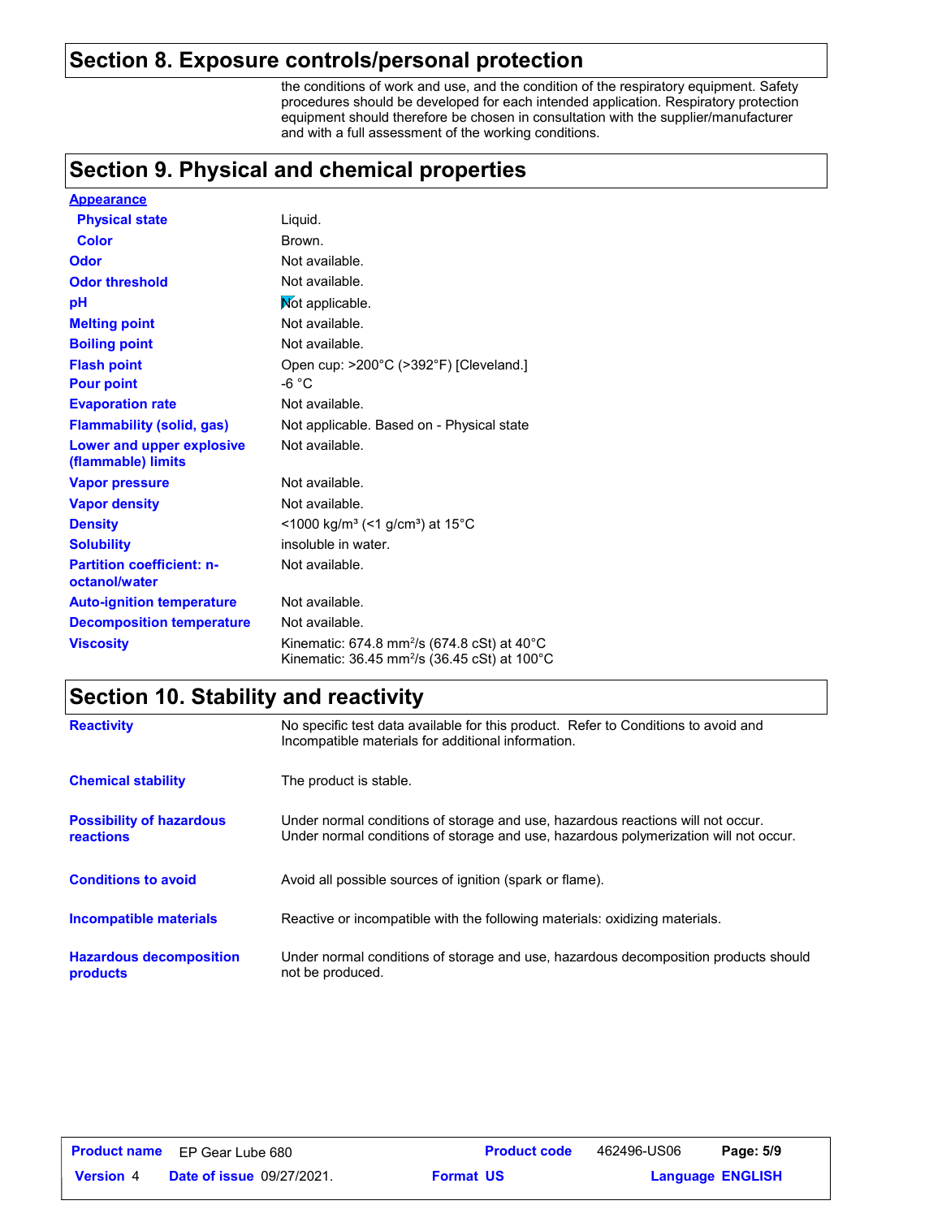## Section 8. Exposure controls/personal protection

the conditions of work and use, and the condition of the respiratory equipment. Safety procedures should be developed for each intended application. Respiratory protection equipment should therefore be chosen in consultation with the supplier/manufacturer and with a full assessment of the working conditions.

## Section 9. Physical and chemical properties

**Appearance**

| | |
|---|---|
| **Physical state** | Liquid. |
| **Color** | Brown. |
| **Odor** | Not available. |
| **Odor threshold** | Not available. |
| **pH** | Not applicable. |
| **Melting point** | Not available. |
| **Boiling point** | Not available. |
| **Flash point** | Open cup: >200°C (>392°F) [Cleveland.] |
| **Pour point** | -6 °C |
| **Evaporation rate** | Not available. |
| **Flammability (solid, gas)** | Not applicable. Based on - Physical state |
| **Lower and upper explosive (flammable) limits** | Not available. |
| **Vapor pressure** | Not available. |
| **Vapor density** | Not available. |
| **Density** | <1000 kg/m³ (<1 g/cm³) at 15°C |
| **Solubility** | insoluble in water. |
| **Partition coefficient: n-octanol/water** | Not available. |
| **Auto-ignition temperature** | Not available. |
| **Decomposition temperature** | Not available. |
| **Viscosity** | Kinematic: 674.8 mm²/s (674.8 cSt) at 40°C<br>Kinematic: 36.45 mm²/s (36.45 cSt) at 100°C |

## Section 10. Stability and reactivity

| | |
|---|---|
| **Reactivity** | No specific test data available for this product. Refer to Conditions to avoid and Incompatible materials for additional information. |
| **Chemical stability** | The product is stable. |
| **Possibility of hazardous reactions** | Under normal conditions of storage and use, hazardous reactions will not occur.<br>Under normal conditions of storage and use, hazardous polymerization will not occur. |
| **Conditions to avoid** | Avoid all possible sources of ignition (spark or flame). |
| **Incompatible materials** | Reactive or incompatible with the following materials: oxidizing materials. |
| **Hazardous decomposition products** | Under normal conditions of storage and use, hazardous decomposition products should not be produced. |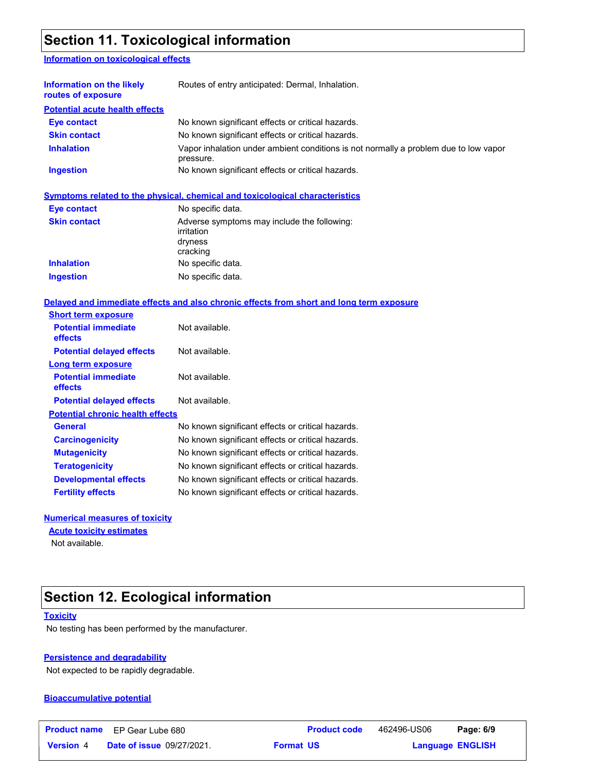## Section 11. Toxicological information

### Information on toxicological effects

**Information on the likely routes of exposure**: Routes of entry anticipated: Dermal, Inhalation.

**Potential acute health effects**

| | |
|---|---|
| **Eye contact** | No known significant effects or critical hazards. |
| **Skin contact** | No known significant effects or critical hazards. |
| **Inhalation** | Vapor inhalation under ambient conditions is not normally a problem due to low vapor pressure. |
| **Ingestion** | No known significant effects or critical hazards. |

**Symptoms related to the physical, chemical and toxicological characteristics**

| | |
|---|---|
| **Eye contact** | No specific data. |
| **Skin contact** | Adverse symptoms may include the following:<br>irritation<br>dryness<br>cracking |
| **Inhalation** | No specific data. |
| **Ingestion** | No specific data. |

**Delayed and immediate effects and also chronic effects from short and long term exposure**

**Short term exposure**

| | |
|---|---|
| **Potential immediate effects** | Not available. |
| **Potential delayed effects** | Not available. |

**Long term exposure**

| | |
|---|---|
| **Potential immediate effects** | Not available. |
| **Potential delayed effects** | Not available. |

**Potential chronic health effects**

| | |
|---|---|
| **General** | No known significant effects or critical hazards. |
| **Carcinogenicity** | No known significant effects or critical hazards. |
| **Mutagenicity** | No known significant effects or critical hazards. |
| **Teratogenicity** | No known significant effects or critical hazards. |
| **Developmental effects** | No known significant effects or critical hazards. |
| **Fertility effects** | No known significant effects or critical hazards. |

**Numerical measures of toxicity**

**Acute toxicity estimates**

Not available.

## Section 12. Ecological information

### Toxicity

No testing has been performed by the manufacturer.

### Persistence and degradability

Not expected to be rapidly degradable.

### Bioaccumulative potential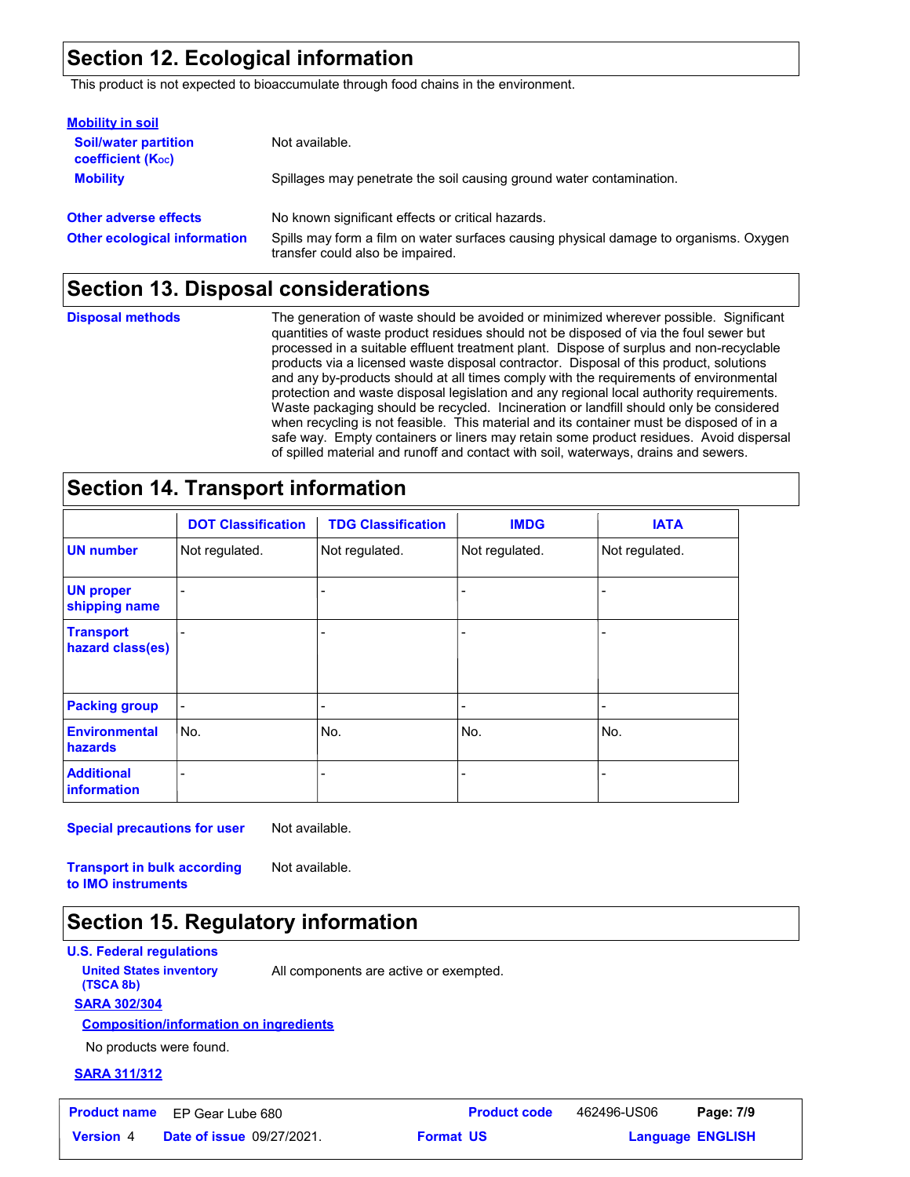## Section 12. Ecological information

This product is not expected to bioaccumulate through food chains in the environment.

**Mobility in soil**

**Soil/water partition coefficient ($K_{OC}$)**: Not available.

**Mobility**: Spillages may penetrate the soil causing ground water contamination.

**Other adverse effects**: No known significant effects or critical hazards.

**Other ecological information**: Spills may form a film on water surfaces causing physical damage to organisms. Oxygen transfer could also be impaired.

## Section 13. Disposal considerations

**Disposal methods**: The generation of waste should be avoided or minimized wherever possible. Significant quantities of waste product residues should not be disposed of via the foul sewer but processed in a suitable effluent treatment plant. Dispose of surplus and non-recyclable products via a licensed waste disposal contractor. Disposal of this product, solutions and any by-products should at all times comply with the requirements of environmental protection and waste disposal legislation and any regional local authority requirements. Waste packaging should be recycled. Incineration or landfill should only be considered when recycling is not feasible. This material and its container must be disposed of in a safe way. Empty containers or liners may retain some product residues. Avoid dispersal of spilled material and runoff and contact with soil, waterways, drains and sewers.

## Section 14. Transport information

| | DOT Classification | TDG Classification | IMDG | IATA |
|---|---|---|---|---|
| UN number | Not regulated. | Not regulated. | Not regulated. | Not regulated. |
| UN proper shipping name | - | - | - | - |
| Transport hazard class(es) | - | - | - | - |
| Packing group | - | - | - | - |
| Environmental hazards | No. | No. | No. | No. |
| Additional information | - | - | - | - |

**Special precautions for user**: Not available.

**Transport in bulk according to IMO instruments**: Not available.

## Section 15. Regulatory information

**U.S. Federal regulations**

**United States inventory (TSCA 8b)**: All components are active or exempted.

**SARA 302/304**

**Composition/information on ingredients**

No products were found.

**SARA 311/312**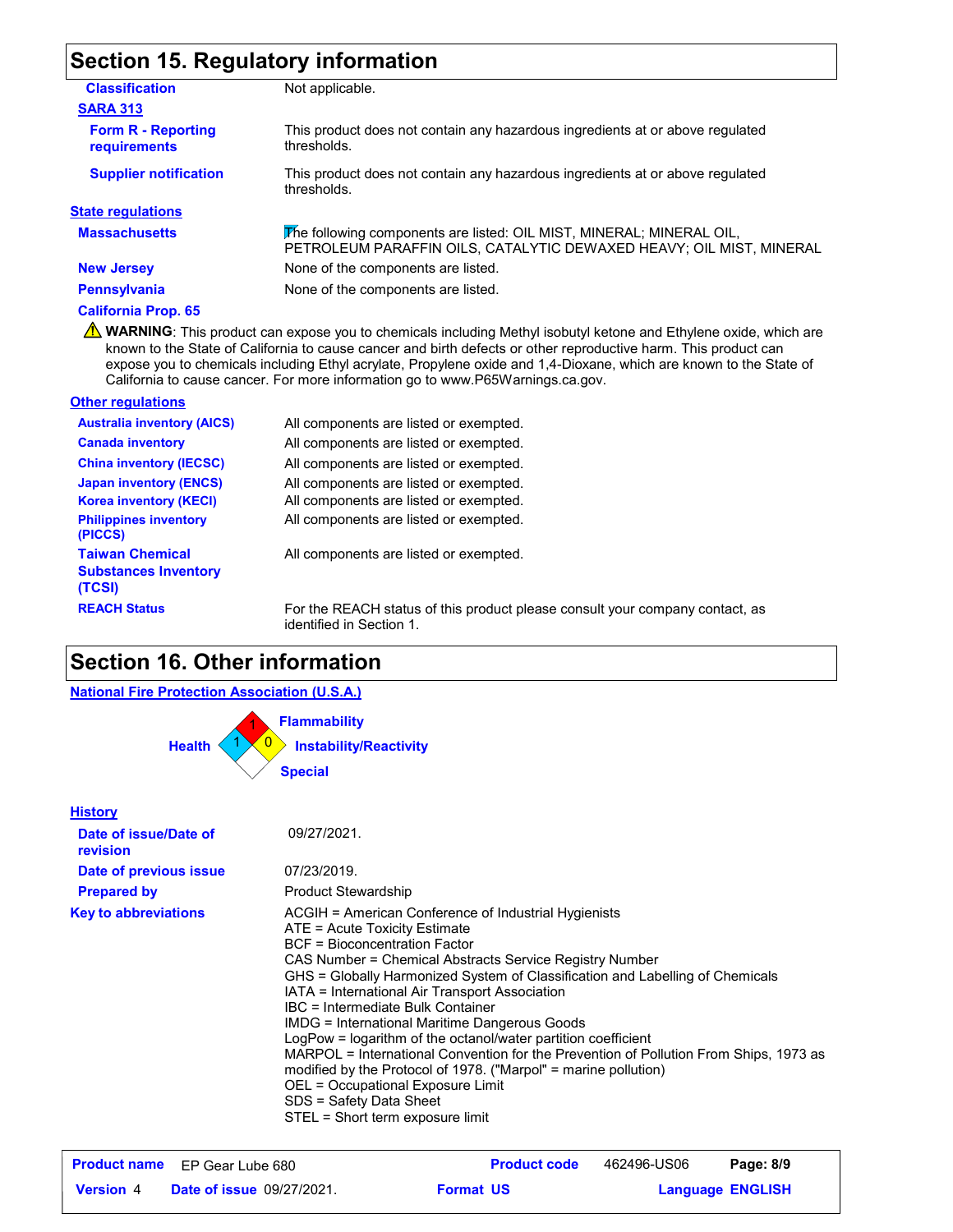## Section 15. Regulatory information

| | |
|---|---|
| **Classification** | Not applicable. |

**SARA 313**

| | |
|---|---|
| **Form R - Reporting requirements** | This product does not contain any hazardous ingredients at or above regulated thresholds. |
| **Supplier notification** | This product does not contain any hazardous ingredients at or above regulated thresholds. |

**State regulations**

| | |
|---|---|
| **Massachusetts** | The following components are listed: OIL MIST, MINERAL; MINERAL OIL, PETROLEUM PARAFFIN OILS, CATALYTIC DEWAXED HEAVY; OIL MIST, MINERAL |
| **New Jersey** | None of the components are listed. |
| **Pennsylvania** | None of the components are listed. |

**California Prop. 65**

⚠ **WARNING**: This product can expose you to chemicals including Methyl isobutyl ketone and Ethylene oxide, which are known to the State of California to cause cancer and birth defects or other reproductive harm. This product can expose you to chemicals including Ethyl acrylate, Propylene oxide and 1,4-Dioxane, which are known to the State of California to cause cancer. For more information go to www.P65Warnings.ca.gov.

**Other regulations**

| | |
|---|---|
| **Australia inventory (AICS)** | All components are listed or exempted. |
| **Canada inventory** | All components are listed or exempted. |
| **China inventory (IECSC)** | All components are listed or exempted. |
| **Japan inventory (ENCS)** | All components are listed or exempted. |
| **Korea inventory (KECI)** | All components are listed or exempted. |
| **Philippines inventory (PICCS)** | All components are listed or exempted. |
| **Taiwan Chemical Substances Inventory (TCSI)** | All components are listed or exempted. |
| **REACH Status** | For the REACH status of this product please consult your company contact, as identified in Section 1. |

## Section 16. Other information

**National Fire Protection Association (U.S.A.)**

| | |
|---|---|
| Health | 1 |
| Flammability | 1 |
| Instability/Reactivity | 0 |
| Special | |

**History**

| | |
|---|---|
| **Date of issue/Date of revision** | 09/27/2021. |
| **Date of previous issue** | 07/23/2019. |
| **Prepared by** | Product Stewardship |

**Key to abbreviations**

ACGIH = American Conference of Industrial Hygienists
ATE = Acute Toxicity Estimate
BCF = Bioconcentration Factor
CAS Number = Chemical Abstracts Service Registry Number
GHS = Globally Harmonized System of Classification and Labelling of Chemicals
IATA = International Air Transport Association
IBC = Intermediate Bulk Container
IMDG = International Maritime Dangerous Goods
LogPow = logarithm of the octanol/water partition coefficient
MARPOL = International Convention for the Prevention of Pollution From Ships, 1973 as modified by the Protocol of 1978. ("Marpol" = marine pollution)
OEL = Occupational Exposure Limit
SDS = Safety Data Sheet
STEL = Short term exposure limit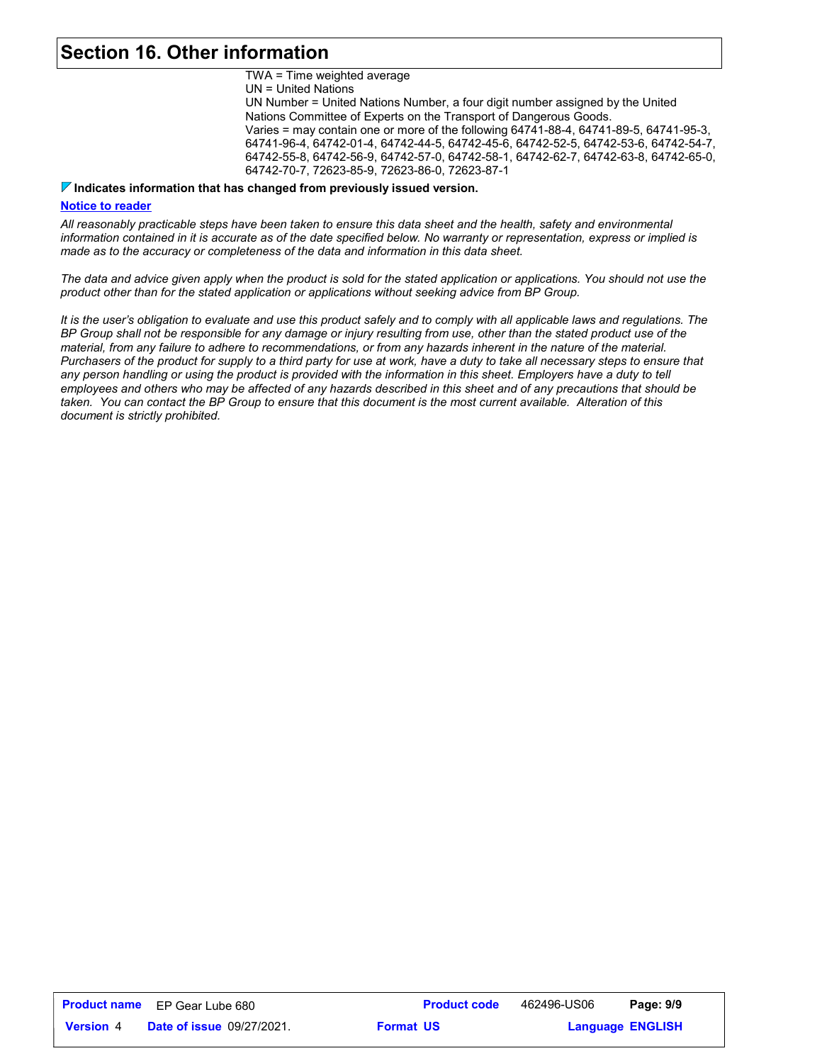## Section 16. Other information

TWA = Time weighted average
UN = United Nations
UN Number = United Nations Number, a four digit number assigned by the United Nations Committee of Experts on the Transport of Dangerous Goods.
Varies = may contain one or more of the following 64741-88-4, 64741-89-5, 64741-95-3, 64741-96-4, 64742-01-4, 64742-44-5, 64742-45-6, 64742-52-5, 64742-53-6, 64742-54-7, 64742-55-8, 64742-56-9, 64742-57-0, 64742-58-1, 64742-62-7, 64742-63-8, 64742-65-0, 64742-70-7, 72623-85-9, 72623-86-0, 72623-87-1

**Indicates information that has changed from previously issued version.**

**Notice to reader**

*All reasonably practicable steps have been taken to ensure this data sheet and the health, safety and environmental information contained in it is accurate as of the date specified below. No warranty or representation, express or implied is made as to the accuracy or completeness of the data and information in this data sheet.*

*The data and advice given apply when the product is sold for the stated application or applications. You should not use the product other than for the stated application or applications without seeking advice from BP Group.*

*It is the user's obligation to evaluate and use this product safely and to comply with all applicable laws and regulations. The BP Group shall not be responsible for any damage or injury resulting from use, other than the stated product use of the material, from any failure to adhere to recommendations, or from any hazards inherent in the nature of the material. Purchasers of the product for supply to a third party for use at work, have a duty to take all necessary steps to ensure that any person handling or using the product is provided with the information in this sheet. Employers have a duty to tell employees and others who may be affected of any hazards described in this sheet and of any precautions that should be taken. You can contact the BP Group to ensure that this document is the most current available. Alteration of this document is strictly prohibited.*